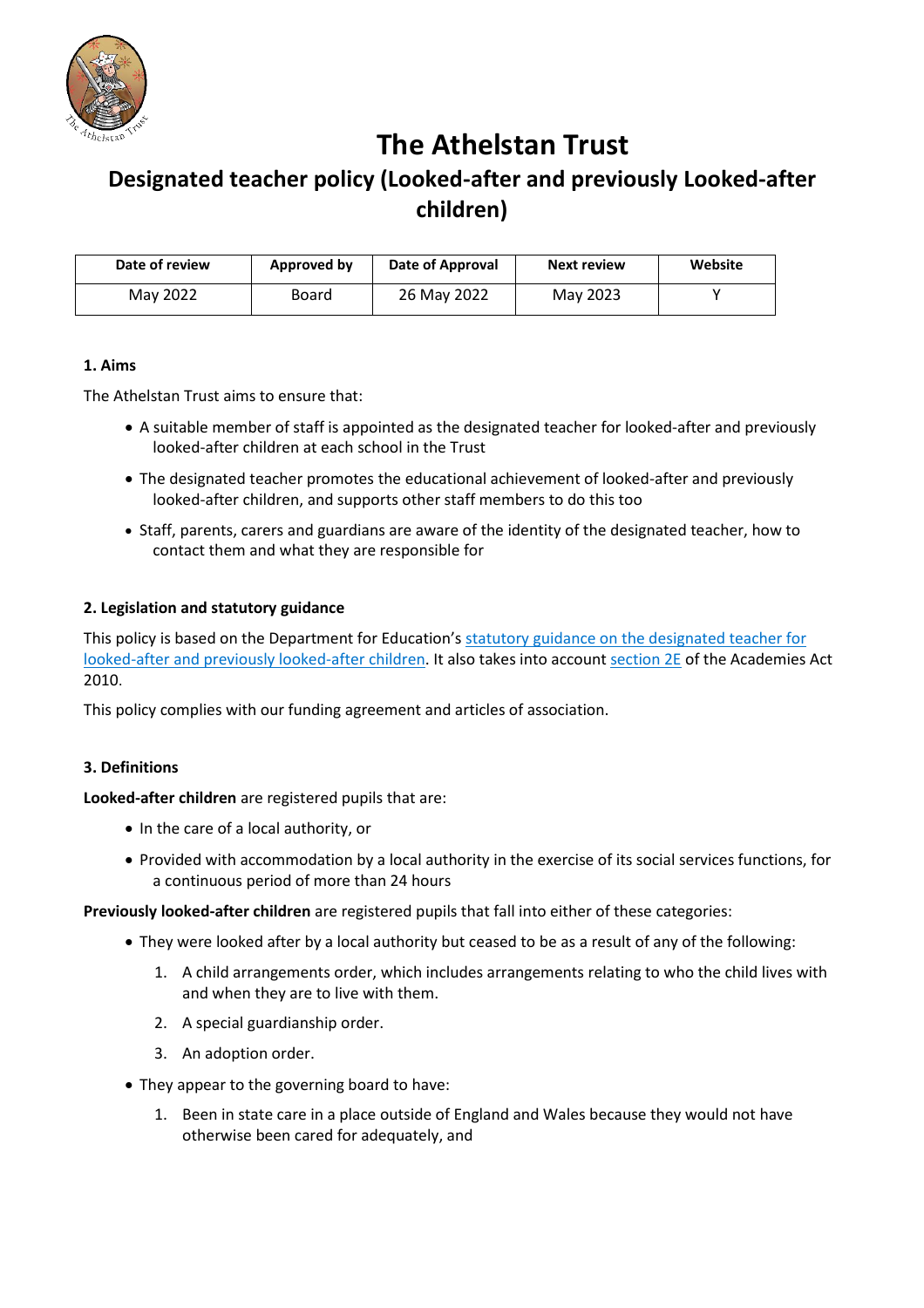# The Athelstan Trust

## Designated teacher policy (Looked-after and previously Looked-after children)

| Date of review | Approved by | Date of Approval | Next review | Website |
|---|---|---|---|---|
| May 2022 | Board | 26 May 2022 | May 2023 | Y |

**1. Aims**

The Athelstan Trust aims to ensure that:

- A suitable member of staff is appointed as the designated teacher for looked-after and previously looked-after children at each school in the Trust
- The designated teacher promotes the educational achievement of looked-after and previously looked-after children, and supports other staff members to do this too
- Staff, parents, carers and guardians are aware of the identity of the designated teacher, how to contact them and what they are responsible for

**2. Legislation and statutory guidance**

This policy is based on the Department for Education's statutory guidance on the designated teacher for looked-after and previously looked-after children. It also takes into account section 2E of the Academies Act 2010.

This policy complies with our funding agreement and articles of association.

**3. Definitions**

**Looked-after children** are registered pupils that are:

- In the care of a local authority, or
- Provided with accommodation by a local authority in the exercise of its social services functions, for a continuous period of more than 24 hours

**Previously looked-after children** are registered pupils that fall into either of these categories:

- They were looked after by a local authority but ceased to be as a result of any of the following:
    1. A child arrangements order, which includes arrangements relating to who the child lives with and when they are to live with them.
    2. A special guardianship order.
    3. An adoption order.
- They appear to the governing board to have:
    1. Been in state care in a place outside of England and Wales because they would not have otherwise been cared for adequately, and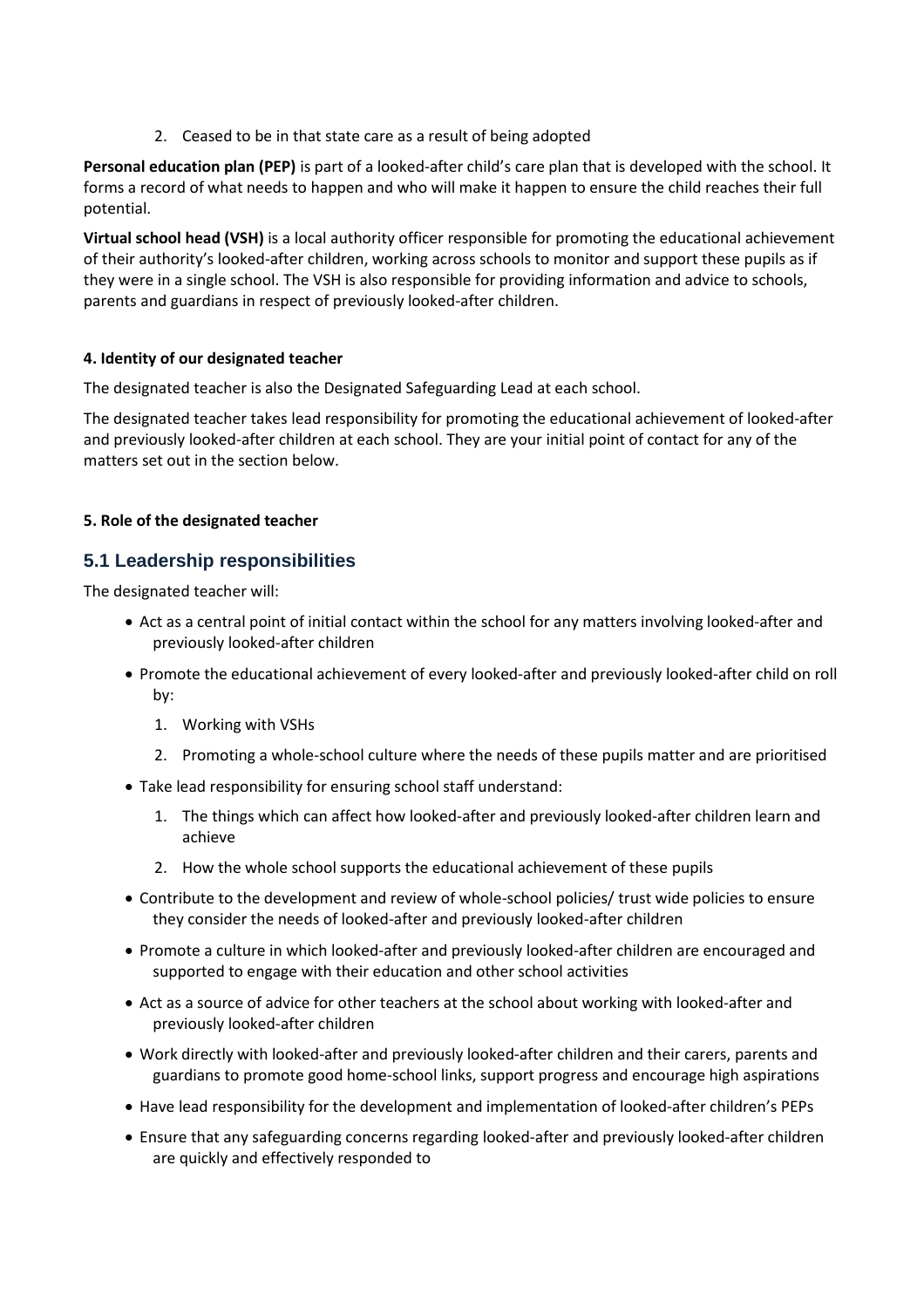2. Ceased to be in that state care as a result of being adopted

**Personal education plan (PEP)** is part of a looked-after child's care plan that is developed with the school. It forms a record of what needs to happen and who will make it happen to ensure the child reaches their full potential.

**Virtual school head (VSH)** is a local authority officer responsible for promoting the educational achievement of their authority's looked-after children, working across schools to monitor and support these pupils as if they were in a single school. The VSH is also responsible for providing information and advice to schools, parents and guardians in respect of previously looked-after children.

**4. Identity of our designated teacher**

The designated teacher is also the Designated Safeguarding Lead at each school.

The designated teacher takes lead responsibility for promoting the educational achievement of looked-after and previously looked-after children at each school. They are your initial point of contact for any of the matters set out in the section below.

**5. Role of the designated teacher**

## 5.1 Leadership responsibilities

The designated teacher will:

- Act as a central point of initial contact within the school for any matters involving looked-after and previously looked-after children
- Promote the educational achievement of every looked-after and previously looked-after child on roll by:
    1. Working with VSHs
    2. Promoting a whole-school culture where the needs of these pupils matter and are prioritised
- Take lead responsibility for ensuring school staff understand:
    1. The things which can affect how looked-after and previously looked-after children learn and achieve
    2. How the whole school supports the educational achievement of these pupils
- Contribute to the development and review of whole-school policies/ trust wide policies to ensure they consider the needs of looked-after and previously looked-after children
- Promote a culture in which looked-after and previously looked-after children are encouraged and supported to engage with their education and other school activities
- Act as a source of advice for other teachers at the school about working with looked-after and previously looked-after children
- Work directly with looked-after and previously looked-after children and their carers, parents and guardians to promote good home-school links, support progress and encourage high aspirations
- Have lead responsibility for the development and implementation of looked-after children's PEPs
- Ensure that any safeguarding concerns regarding looked-after and previously looked-after children are quickly and effectively responded to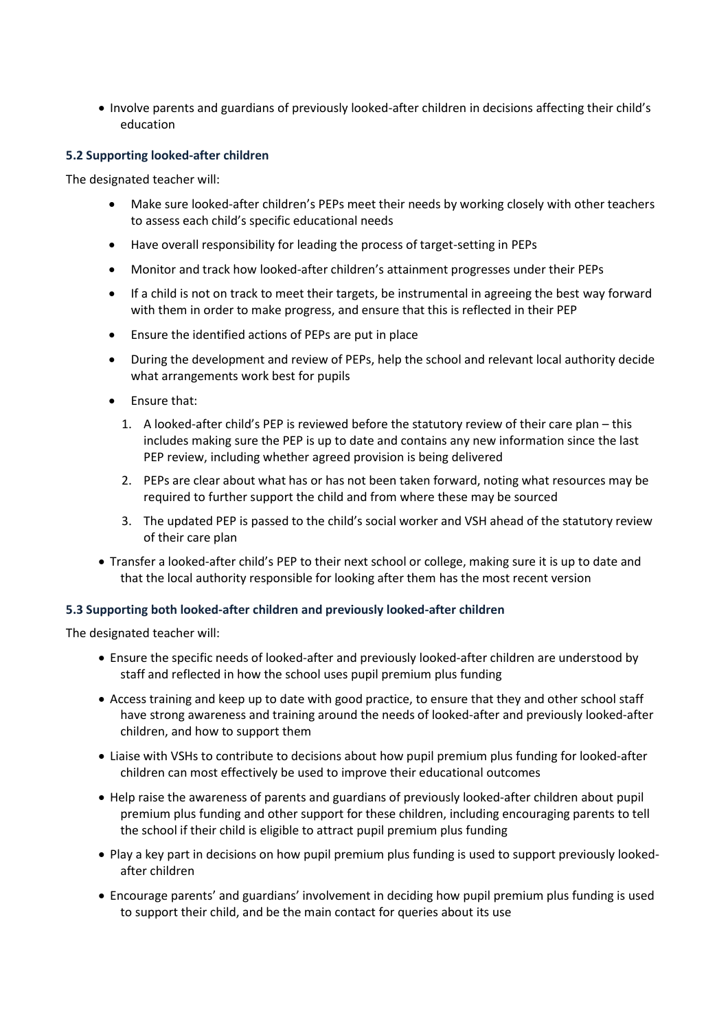- Involve parents and guardians of previously looked-after children in decisions affecting their child's education

### 5.2 Supporting looked-after children

The designated teacher will:

- Make sure looked-after children's PEPs meet their needs by working closely with other teachers to assess each child's specific educational needs
- Have overall responsibility for leading the process of target-setting in PEPs
- Monitor and track how looked-after children's attainment progresses under their PEPs
- If a child is not on track to meet their targets, be instrumental in agreeing the best way forward with them in order to make progress, and ensure that this is reflected in their PEP
- Ensure the identified actions of PEPs are put in place
- During the development and review of PEPs, help the school and relevant local authority decide what arrangements work best for pupils
- Ensure that:
  1. A looked-after child's PEP is reviewed before the statutory review of their care plan – this includes making sure the PEP is up to date and contains any new information since the last PEP review, including whether agreed provision is being delivered
  2. PEPs are clear about what has or has not been taken forward, noting what resources may be required to further support the child and from where these may be sourced
  3. The updated PEP is passed to the child's social worker and VSH ahead of the statutory review of their care plan
- Transfer a looked-after child's PEP to their next school or college, making sure it is up to date and that the local authority responsible for looking after them has the most recent version

### 5.3 Supporting both looked-after children and previously looked-after children

The designated teacher will:

- Ensure the specific needs of looked-after and previously looked-after children are understood by staff and reflected in how the school uses pupil premium plus funding
- Access training and keep up to date with good practice, to ensure that they and other school staff have strong awareness and training around the needs of looked-after and previously looked-after children, and how to support them
- Liaise with VSHs to contribute to decisions about how pupil premium plus funding for looked-after children can most effectively be used to improve their educational outcomes
- Help raise the awareness of parents and guardians of previously looked-after children about pupil premium plus funding and other support for these children, including encouraging parents to tell the school if their child is eligible to attract pupil premium plus funding
- Play a key part in decisions on how pupil premium plus funding is used to support previously looked-after children
- Encourage parents' and guardians' involvement in deciding how pupil premium plus funding is used to support their child, and be the main contact for queries about its use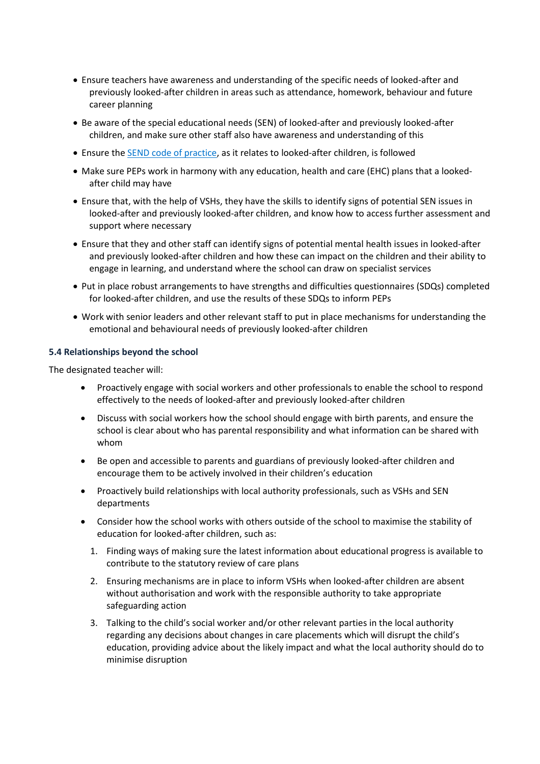- Ensure teachers have awareness and understanding of the specific needs of looked-after and previously looked-after children in areas such as attendance, homework, behaviour and future career planning
- Be aware of the special educational needs (SEN) of looked-after and previously looked-after children, and make sure other staff also have awareness and understanding of this
- Ensure the [SEND code of practice](), as it relates to looked-after children, is followed
- Make sure PEPs work in harmony with any education, health and care (EHC) plans that a looked-after child may have
- Ensure that, with the help of VSHs, they have the skills to identify signs of potential SEN issues in looked-after and previously looked-after children, and know how to access further assessment and support where necessary
- Ensure that they and other staff can identify signs of potential mental health issues in looked-after and previously looked-after children and how these can impact on the children and their ability to engage in learning, and understand where the school can draw on specialist services
- Put in place robust arrangements to have strengths and difficulties questionnaires (SDQs) completed for looked-after children, and use the results of these SDQs to inform PEPs
- Work with senior leaders and other relevant staff to put in place mechanisms for understanding the emotional and behavioural needs of previously looked-after children

### 5.4 Relationships beyond the school

The designated teacher will:

- Proactively engage with social workers and other professionals to enable the school to respond effectively to the needs of looked-after and previously looked-after children
- Discuss with social workers how the school should engage with birth parents, and ensure the school is clear about who has parental responsibility and what information can be shared with whom
- Be open and accessible to parents and guardians of previously looked-after children and encourage them to be actively involved in their children's education
- Proactively build relationships with local authority professionals, such as VSHs and SEN departments
- Consider how the school works with others outside of the school to maximise the stability of education for looked-after children, such as:
    1. Finding ways of making sure the latest information about educational progress is available to contribute to the statutory review of care plans
    2. Ensuring mechanisms are in place to inform VSHs when looked-after children are absent without authorisation and work with the responsible authority to take appropriate safeguarding action
    3. Talking to the child's social worker and/or other relevant parties in the local authority regarding any decisions about changes in care placements which will disrupt the child's education, providing advice about the likely impact and what the local authority should do to minimise disruption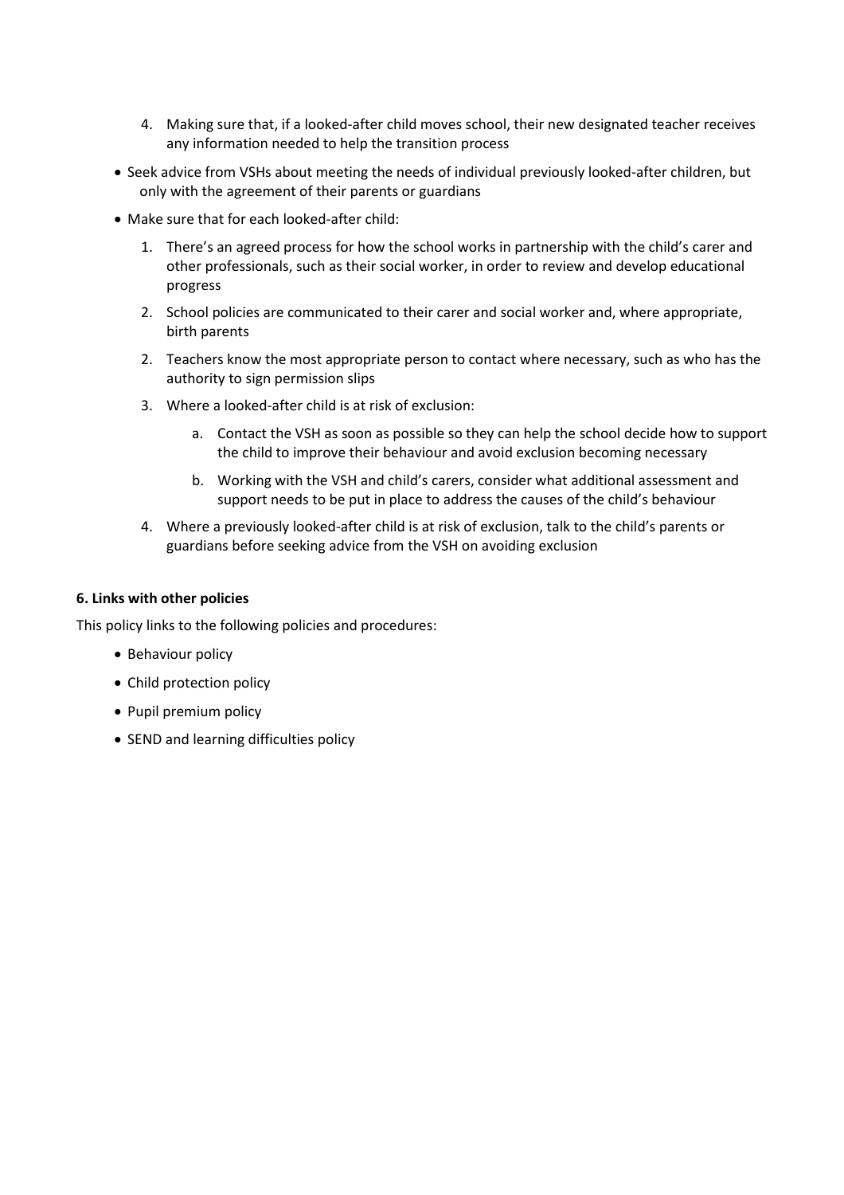4. Making sure that, if a looked-after child moves school, their new designated teacher receives any information needed to help the transition process

- Seek advice from VSHs about meeting the needs of individual previously looked-after children, but only with the agreement of their parents or guardians
- Make sure that for each looked-after child:
    1. There's an agreed process for how the school works in partnership with the child's carer and other professionals, such as their social worker, in order to review and develop educational progress
    2. School policies are communicated to their carer and social worker and, where appropriate, birth parents
    2. Teachers know the most appropriate person to contact where necessary, such as who has the authority to sign permission slips
    3. Where a looked-after child is at risk of exclusion:
        a. Contact the VSH as soon as possible so they can help the school decide how to support the child to improve their behaviour and avoid exclusion becoming necessary
        b. Working with the VSH and child's carers, consider what additional assessment and support needs to be put in place to address the causes of the child's behaviour
    4. Where a previously looked-after child is at risk of exclusion, talk to the child's parents or guardians before seeking advice from the VSH on avoiding exclusion

**6. Links with other policies**

This policy links to the following policies and procedures:

- Behaviour policy
- Child protection policy
- Pupil premium policy
- SEND and learning difficulties policy